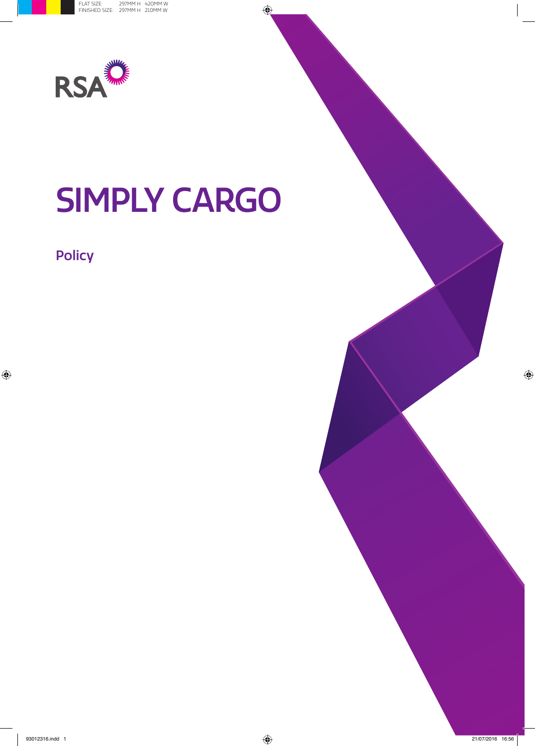RSA

# SIMPLY CARGO

## Policy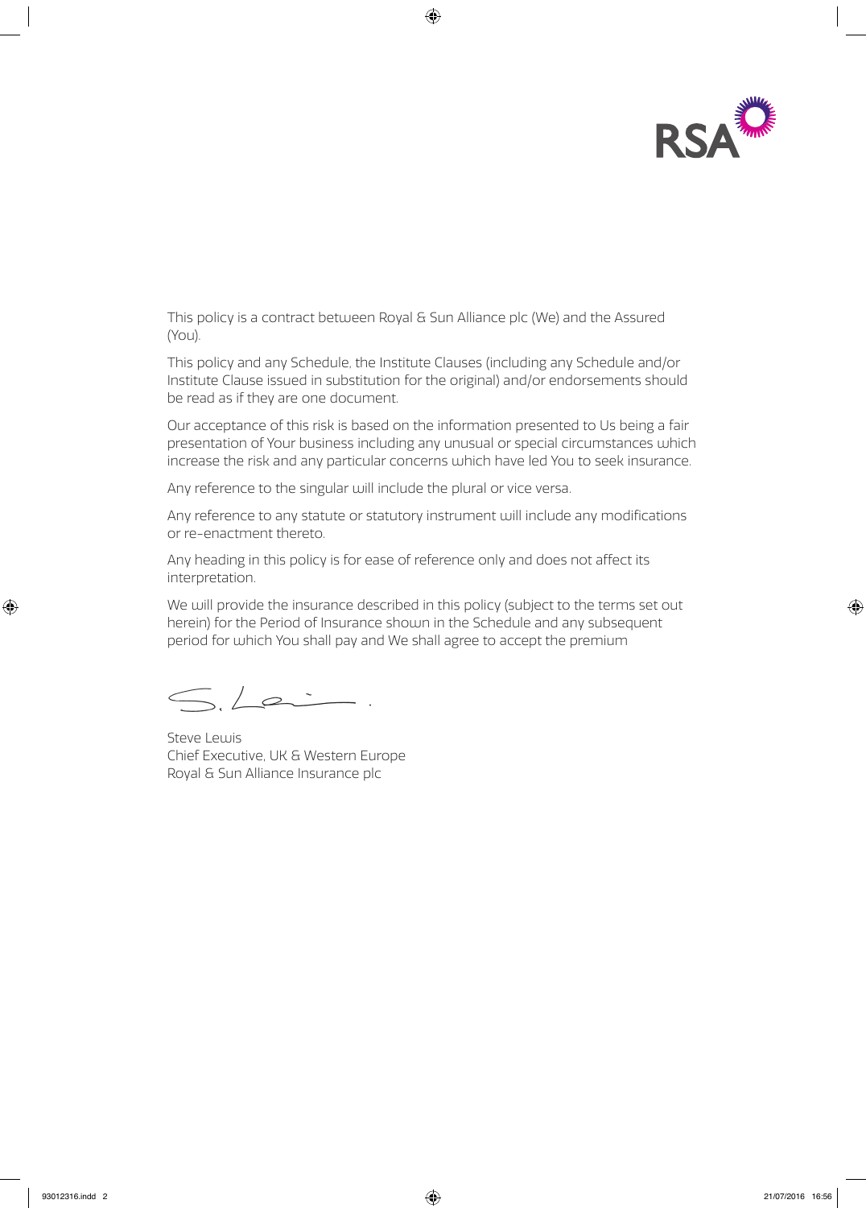This policy is a contract between Royal & Sun Alliance plc (We) and the Assured (You).

This policy and any Schedule, the Institute Clauses (including any Schedule and/or Institute Clause issued in substitution for the original) and/or endorsements should be read as if they are one document.

Our acceptance of this risk is based on the information presented to Us being a fair presentation of Your business including any unusual or special circumstances which increase the risk and any particular concerns which have led You to seek insurance.

Any reference to the singular will include the plural or vice versa.

Any reference to any statute or statutory instrument will include any modifications or re-enactment thereto.

Any heading in this policy is for ease of reference only and does not affect its interpretation.

We will provide the insurance described in this policy (subject to the terms set out herein) for the Period of Insurance shown in the Schedule and any subsequent period for which You shall pay and We shall agree to accept the premium

Steve Lewis
Chief Executive, UK & Western Europe
Royal & Sun Alliance Insurance plc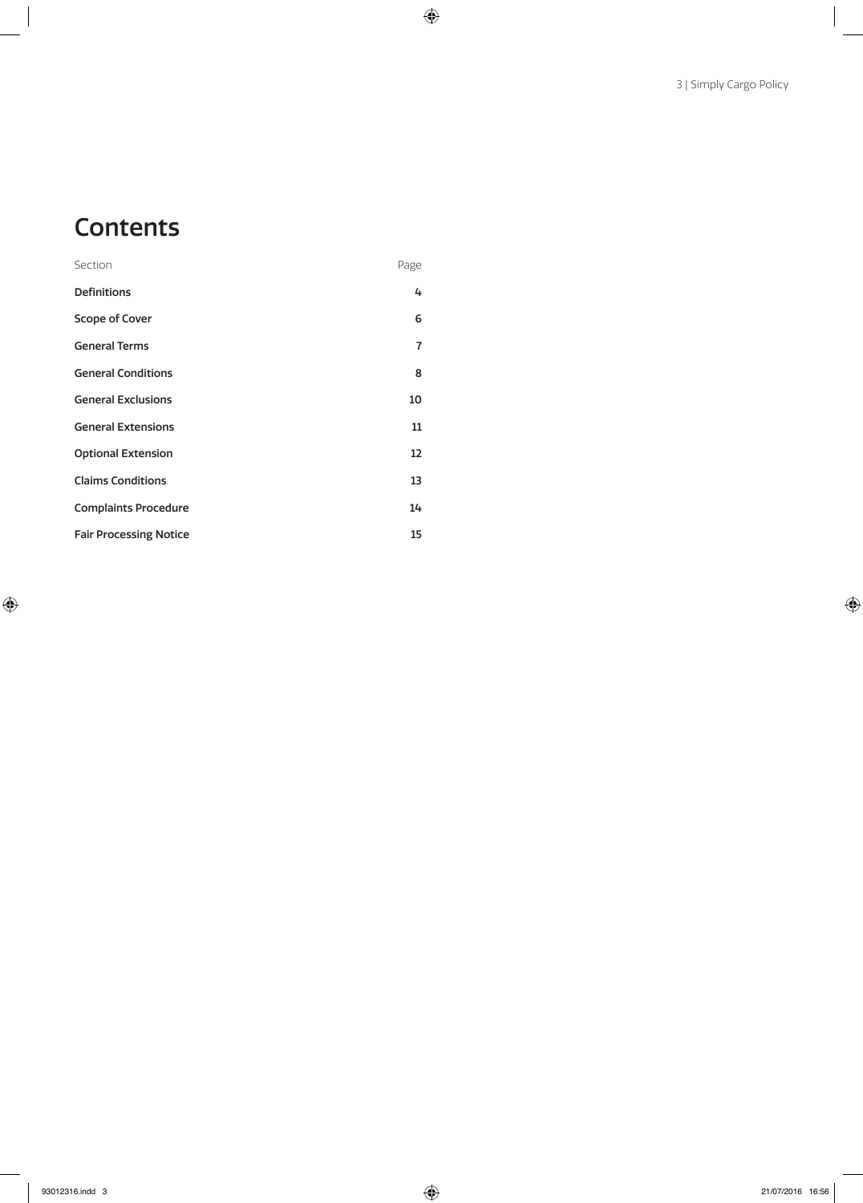# Contents

| Section | Page |
| --- | --- |
| **Definitions** | **4** |
| **Scope of Cover** | **6** |
| **General Terms** | **7** |
| **General Conditions** | **8** |
| **General Exclusions** | **10** |
| **General Extensions** | **11** |
| **Optional Extension** | **12** |
| **Claims Conditions** | **13** |
| **Complaints Procedure** | **14** |
| **Fair Processing Notice** | **15** |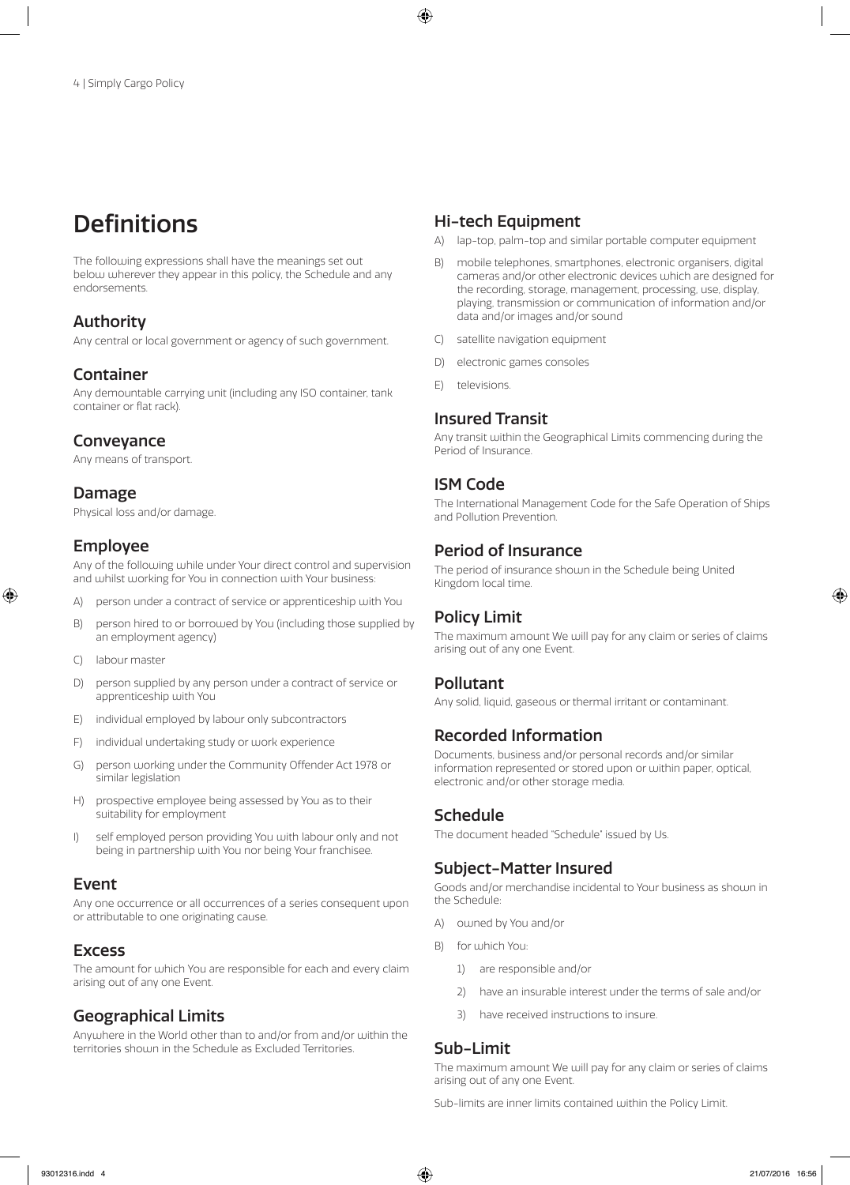# Definitions

The following expressions shall have the meanings set out below wherever they appear in this policy, the Schedule and any endorsements.

## Authority

Any central or local government or agency of such government.

## Container

Any demountable carrying unit (including any ISO container, tank container or flat rack).

## Conveyance

Any means of transport.

## Damage

Physical loss and/or damage.

## Employee

Any of the following while under Your direct control and supervision and whilst working for You in connection with Your business:

A) person under a contract of service or apprenticeship with You

B) person hired to or borrowed by You (including those supplied by an employment agency)

C) labour master

D) person supplied by any person under a contract of service or apprenticeship with You

E) individual employed by labour only subcontractors

F) individual undertaking study or work experience

G) person working under the Community Offender Act 1978 or similar legislation

H) prospective employee being assessed by You as to their suitability for employment

I) self employed person providing You with labour only and not being in partnership with You nor being Your franchisee.

## Event

Any one occurrence or all occurrences of a series consequent upon or attributable to one originating cause.

## Excess

The amount for which You are responsible for each and every claim arising out of any one Event.

## Geographical Limits

Anywhere in the World other than to and/or from and/or within the territories shown in the Schedule as Excluded Territories.

## Hi-tech Equipment

A) lap-top, palm-top and similar portable computer equipment

B) mobile telephones, smartphones, electronic organisers, digital cameras and/or other electronic devices which are designed for the recording, storage, management, processing, use, display, playing, transmission or communication of information and/or data and/or images and/or sound

C) satellite navigation equipment

D) electronic games consoles

E) televisions.

## Insured Transit

Any transit within the Geographical Limits commencing during the Period of Insurance.

## ISM Code

The International Management Code for the Safe Operation of Ships and Pollution Prevention.

## Period of Insurance

The period of insurance shown in the Schedule being United Kingdom local time.

## Policy Limit

The maximum amount We will pay for any claim or series of claims arising out of any one Event.

## Pollutant

Any solid, liquid, gaseous or thermal irritant or contaminant.

## Recorded Information

Documents, business and/or personal records and/or similar information represented or stored upon or within paper, optical, electronic and/or other storage media.

## Schedule

The document headed "Schedule" issued by Us.

## Subject-Matter Insured

Goods and/or merchandise incidental to Your business as shown in the Schedule:

A) owned by You and/or

B) for which You:

   1) are responsible and/or

   2) have an insurable interest under the terms of sale and/or

   3) have received instructions to insure.

## Sub-Limit

The maximum amount We will pay for any claim or series of claims arising out of any one Event.

Sub-limits are inner limits contained within the Policy Limit.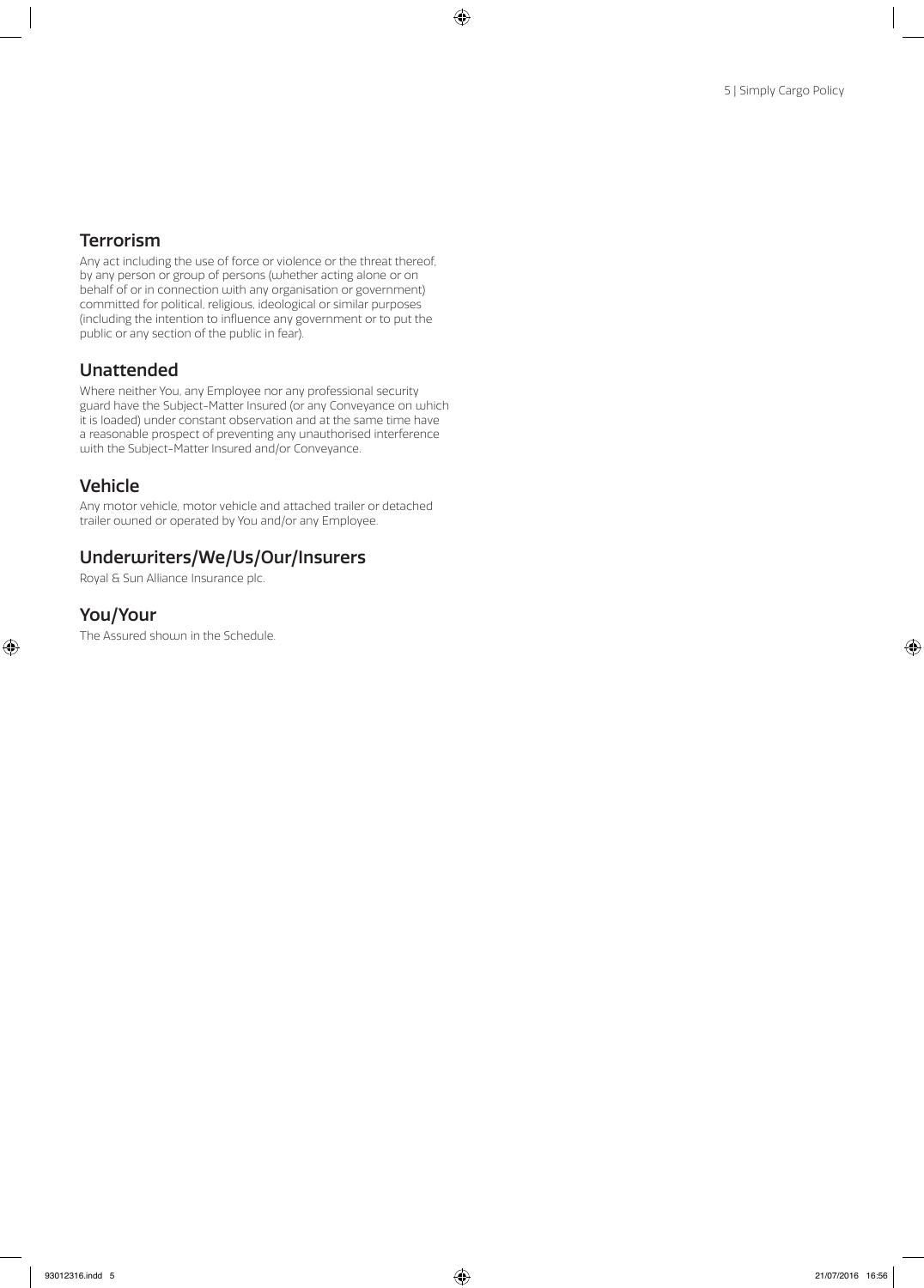## Terrorism

Any act including the use of force or violence or the threat thereof, by any person or group of persons (whether acting alone or on behalf of or in connection with any organisation or government) committed for political, religious, ideological or similar purposes (including the intention to influence any government or to put the public or any section of the public in fear).

## Unattended

Where neither You, any Employee nor any professional security guard have the Subject-Matter Insured (or any Conveyance on which it is loaded) under constant observation and at the same time have a reasonable prospect of preventing any unauthorised interference with the Subject-Matter Insured and/or Conveyance.

## Vehicle

Any motor vehicle, motor vehicle and attached trailer or detached trailer owned or operated by You and/or any Employee.

## Underwriters/We/Us/Our/Insurers

Royal & Sun Alliance Insurance plc.

## You/Your

The Assured shown in the Schedule.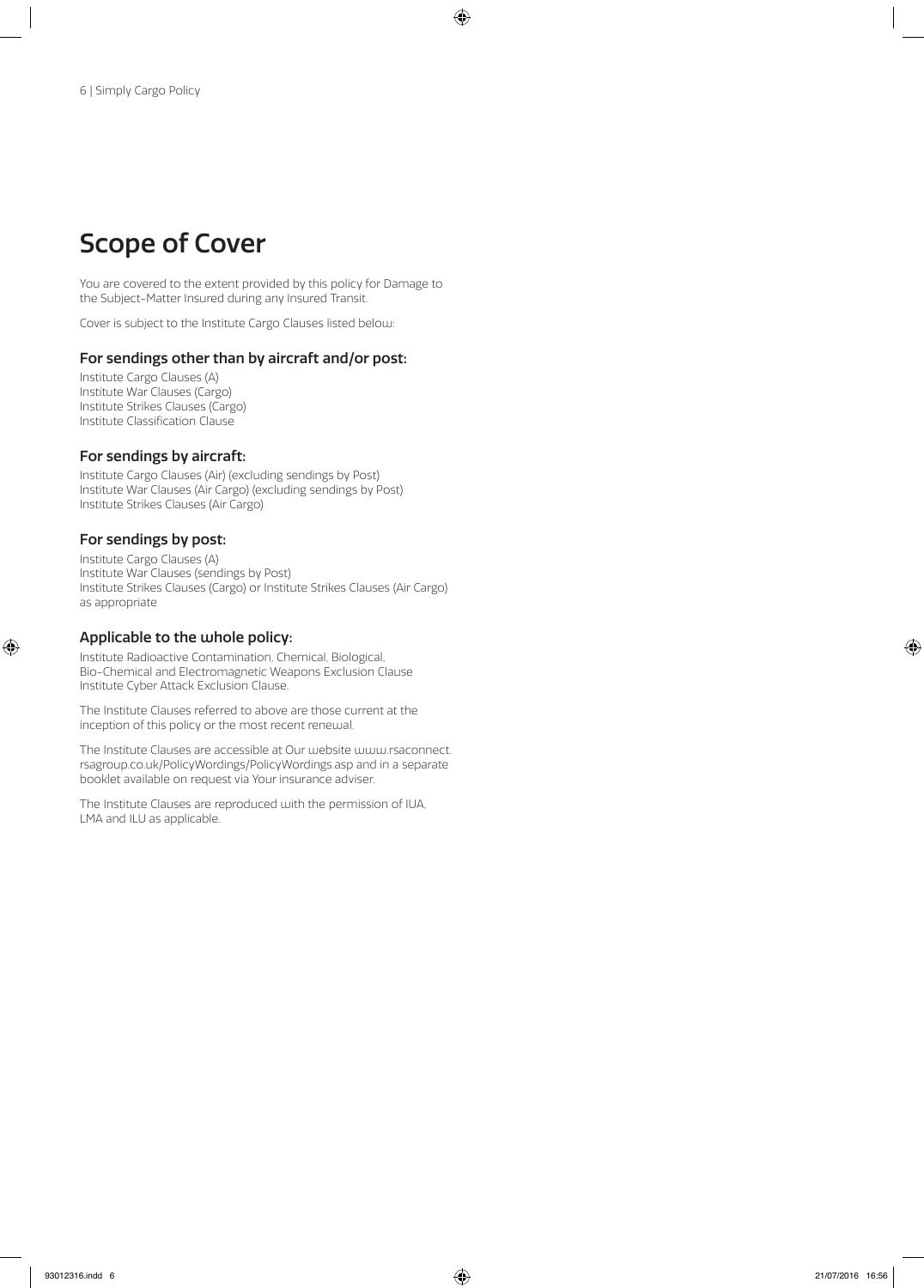# Scope of Cover

You are covered to the extent provided by this policy for Damage to the Subject-Matter Insured during any Insured Transit.

Cover is subject to the Institute Cargo Clauses listed below:

### For sendings other than by aircraft and/or post:

Institute Cargo Clauses (A)
Institute War Clauses (Cargo)
Institute Strikes Clauses (Cargo)
Institute Classification Clause

### For sendings by aircraft:

Institute Cargo Clauses (Air) (excluding sendings by Post)
Institute War Clauses (Air Cargo) (excluding sendings by Post)
Institute Strikes Clauses (Air Cargo)

### For sendings by post:

Institute Cargo Clauses (A)
Institute War Clauses (sendings by Post)
Institute Strikes Clauses (Cargo) or Institute Strikes Clauses (Air Cargo) as appropriate

### Applicable to the whole policy:

Institute Radioactive Contamination, Chemical, Biological, Bio-Chemical and Electromagnetic Weapons Exclusion Clause
Institute Cyber Attack Exclusion Clause.

The Institute Clauses referred to above are those current at the inception of this policy or the most recent renewal.

The Institute Clauses are accessible at Our website www.rsaconnect.rsagroup.co.uk/PolicyWordings/PolicyWordings.asp and in a separate booklet available on request via Your insurance adviser.

The Institute Clauses are reproduced with the permission of IUA, LMA and ILU as applicable.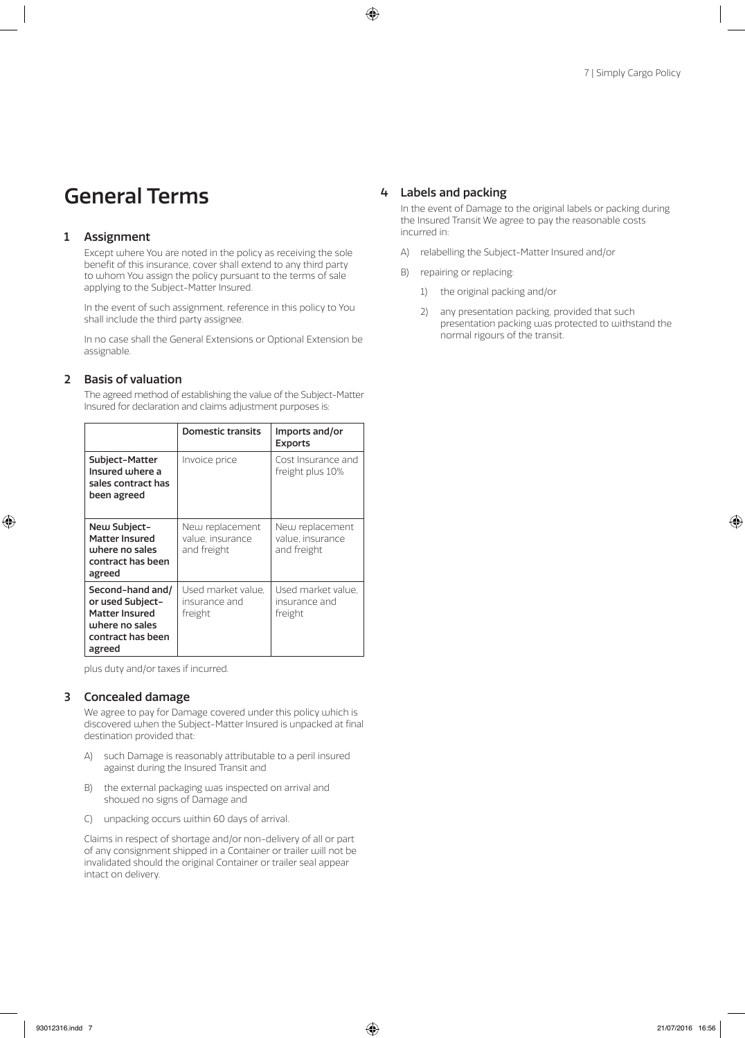# General Terms

## 1 Assignment

Except where You are noted in the policy as receiving the sole benefit of this insurance, cover shall extend to any third party to whom You assign the policy pursuant to the terms of sale applying to the Subject-Matter Insured.

In the event of such assignment, reference in this policy to You shall include the third party assignee.

In no case shall the General Extensions or Optional Extension be assignable.

## 2 Basis of valuation

The agreed method of establishing the value of the Subject-Matter Insured for declaration and claims adjustment purposes is:

| | **Domestic transits** | **Imports and/or Exports** |
|---|---|---|
| **Subject-Matter Insured where a sales contract has been agreed** | Invoice price | Cost Insurance and freight plus 10% |
| **New Subject-Matter Insured where no sales contract has been agreed** | New replacement value, insurance and freight | New replacement value, insurance and freight |
| **Second-hand and/or used Subject-Matter Insured where no sales contract has been agreed** | Used market value, insurance and freight | Used market value, insurance and freight |

plus duty and/or taxes if incurred.

## 3 Concealed damage

We agree to pay for Damage covered under this policy which is discovered when the Subject-Matter Insured is unpacked at final destination provided that:

A) such Damage is reasonably attributable to a peril insured against during the Insured Transit and

B) the external packaging was inspected on arrival and showed no signs of Damage and

C) unpacking occurs within 60 days of arrival.

Claims in respect of shortage and/or non-delivery of all or part of any consignment shipped in a Container or trailer will not be invalidated should the original Container or trailer seal appear intact on delivery.

## 4 Labels and packing

In the event of Damage to the original labels or packing during the Insured Transit We agree to pay the reasonable costs incurred in:

A) relabelling the Subject-Matter Insured and/or

B) repairing or replacing:

1) the original packing and/or

2) any presentation packing, provided that such presentation packing was protected to withstand the normal rigours of the transit.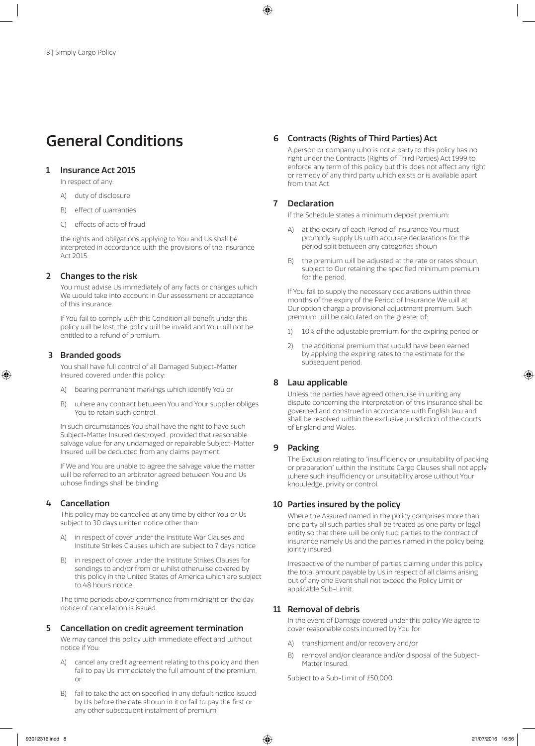# General Conditions

## 1 Insurance Act 2015

In respect of any:

A) duty of disclosure

B) effect of warranties

C) effects of acts of fraud.

the rights and obligations applying to You and Us shall be interpreted in accordance with the provisions of the Insurance Act 2015.

## 2 Changes to the risk

You must advise Us immediately of any facts or changes which We would take into account in Our assessment or acceptance of this insurance.

If You fail to comply with this Condition all benefit under this policy will be lost, the policy will be invalid and You will not be entitled to a refund of premium.

## 3 Branded goods

You shall have full control of all Damaged Subject-Matter Insured covered under this policy:

A) bearing permanent markings which identify You or

B) where any contract between You and Your supplier obliges You to retain such control.

In such circumstances You shall have the right to have such Subject-Matter Insured destroyed., provided that reasonable salvage value for any undamaged or repairable Subject-Matter Insured will be deducted from any claims payment.

If We and You are unable to agree the salvage value the matter will be referred to an arbitrator agreed between You and Us whose findings shall be binding.

## 4 Cancellation

This policy may be cancelled at any time by either You or Us subject to 30 days written notice other than:

A) in respect of cover under the Institute War Clauses and Institute Strikes Clauses which are subject to 7 days notice

B) in respect of cover under the Institute Strikes Clauses for sendings to and/or from or whilst otherwise covered by this policy in the United States of America which are subject to 48 hours notice.

The time periods above commence from midnight on the day notice of cancellation is issued.

## 5 Cancellation on credit agreement termination

We may cancel this policy with immediate effect and without notice if You:

A) cancel any credit agreement relating to this policy and then fail to pay Us immediately the full amount of the premium, or

B) fail to take the action specified in any default notice issued by Us before the date shown in it or fail to pay the first or any other subsequent instalment of premium.

## 6 Contracts (Rights of Third Parties) Act

A person or company who is not a party to this policy has no right under the Contracts (Rights of Third Parties) Act 1999 to enforce any term of this policy but this does not affect any right or remedy of any third party which exists or is available apart from that Act.

## 7 Declaration

If the Schedule states a minimum deposit premium:

A) at the expiry of each Period of Insurance You must promptly supply Us with accurate declarations for the period split between any categories shown

B) the premium will be adjusted at the rate or rates shown, subject to Our retaining the specified minimum premium for the period.

If You fail to supply the necessary declarations within three months of the expiry of the Period of Insurance We will at Our option charge a provisional adjustment premium. Such premium will be calculated on the greater of:

1) 10% of the adjustable premium for the expiring period or

2) the additional premium that would have been earned by applying the expiring rates to the estimate for the subsequent period.

## 8 Law applicable

Unless the parties have agreed otherwise in writing any dispute concerning the interpretation of this insurance shall be governed and construed in accordance with English law and shall be resolved within the exclusive jurisdiction of the courts of England and Wales.

## 9 Packing

The Exclusion relating to 'insufficiency or unsuitability of packing or preparation' within the Institute Cargo Clauses shall not apply where such insufficiency or unsuitability arose without Your knowledge, privity or control.

## 10 Parties insured by the policy

Where the Assured named in the policy comprises more than one party all such parties shall be treated as one party or legal entity so that there will be only two parties to the contract of insurance namely Us and the parties named in the policy being jointly insured.

Irrespective of the number of parties claiming under this policy the total amount payable by Us in respect of all claims arising out of any one Event shall not exceed the Policy Limit or applicable Sub-Limit.

## 11 Removal of debris

In the event of Damage covered under this policy We agree to cover reasonable costs incurred by You for:

A) transhipment and/or recovery and/or

B) removal and/or clearance and/or disposal of the Subject-Matter Insured.

Subject to a Sub-Limit of £50,000.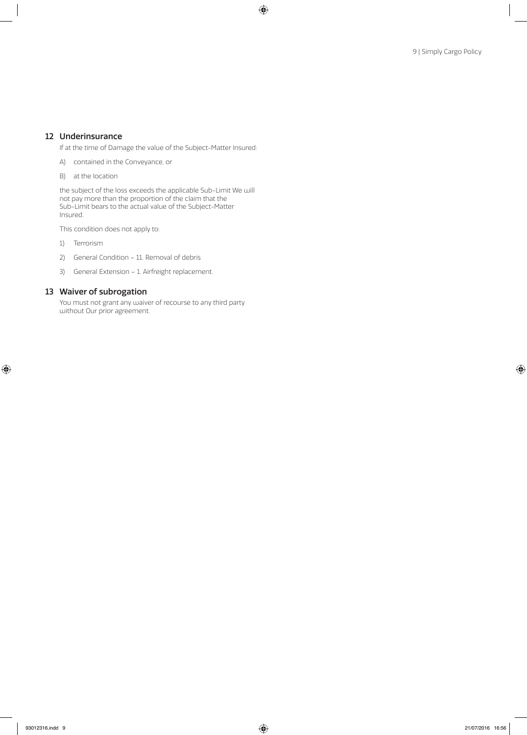## 12 Underinsurance

If at the time of Damage the value of the Subject-Matter Insured:

A) contained in the Conveyance, or

B) at the location

the subject of the loss exceeds the applicable Sub-Limit We will not pay more than the proportion of the claim that the Sub-Limit bears to the actual value of the Subject-Matter Insured.

This condition does not apply to:

1) Terrorism

2) General Condition – 11. Removal of debris

3) General Extension – 1. Airfreight replacement.

## 13 Waiver of subrogation

You must not grant any waiver of recourse to any third party without Our prior agreement.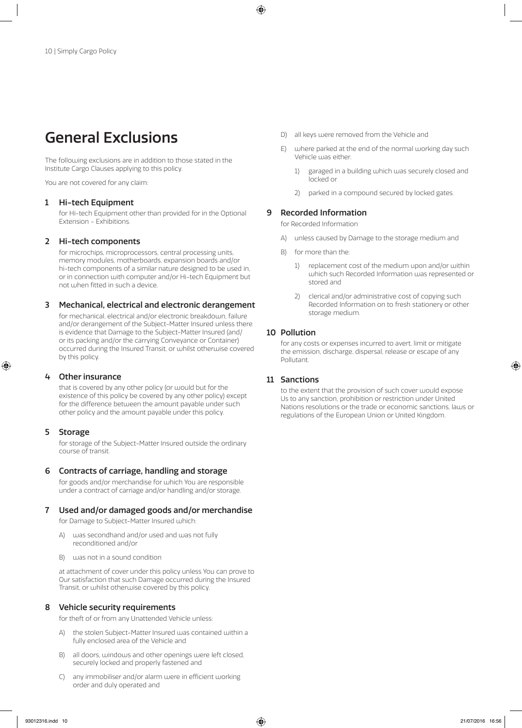# General Exclusions

The following exclusions are in addition to those stated in the Institute Cargo Clauses applying to this policy.

You are not covered for any claim:

## 1 Hi-tech Equipment

for Hi-tech Equipment other than provided for in the Optional Extension - Exhibitions.

## 2 Hi-tech components

for microchips, microprocessors, central processing units, memory modules, motherboards, expansion boards and/or hi-tech components of a similar nature designed to be used in, or in connection with computer and/or Hi-tech Equipment but not when fitted in such a device.

## 3 Mechanical, electrical and electronic derangement

for mechanical, electrical and/or electronic breakdown, failure and/or derangement of the Subject-Matter Insured unless there is evidence that Damage to the Subject-Matter Insured (and/ or its packing and/or the carrying Conveyance or Container) occurred during the Insured Transit, or whilst otherwise covered by this policy.

## 4 Other insurance

that is covered by any other policy (or would but for the existence of this policy be covered by any other policy) except for the difference between the amount payable under such other policy and the amount payable under this policy.

## 5 Storage

for storage of the Subject-Matter Insured outside the ordinary course of transit.

## 6 Contracts of carriage, handling and storage

for goods and/or merchandise for which You are responsible under a contract of carriage and/or handling and/or storage.

## 7 Used and/or damaged goods and/or merchandise

for Damage to Subject-Matter Insured which:

A) was secondhand and/or used and was not fully reconditioned and/or

B) was not in a sound condition

at attachment of cover under this policy unless You can prove to Our satisfaction that such Damage occurred during the Insured Transit, or whilst otherwise covered by this policy.

## 8 Vehicle security requirements

for theft of or from any Unattended Vehicle unless:

A) the stolen Subject-Matter Insured was contained within a fully enclosed area of the Vehicle and

B) all doors, windows and other openings were left closed, securely locked and properly fastened and

C) any immobiliser and/or alarm were in efficient working order and duly operated and

D) all keys were removed from the Vehicle and

E) where parked at the end of the normal working day such Vehicle was either.

1) garaged in a building which was securely closed and locked or

2) parked in a compound secured by locked gates.

## 9 Recorded Information

for Recorded Information

A) unless caused by Damage to the storage medium and

B) for more than the:

1) replacement cost of the medium upon and/or within which such Recorded Information was represented or stored and

2) clerical and/or administrative cost of copying such Recorded Information on to fresh stationery or other storage medium.

## 10 Pollution

for any costs or expenses incurred to avert, limit or mitigate the emission, discharge, dispersal, release or escape of any Pollutant.

## 11 Sanctions

to the extent that the provision of such cover would expose Us to any sanction, prohibition or restriction under United Nations resolutions or the trade or economic sanctions, laws or regulations of the European Union or United Kingdom.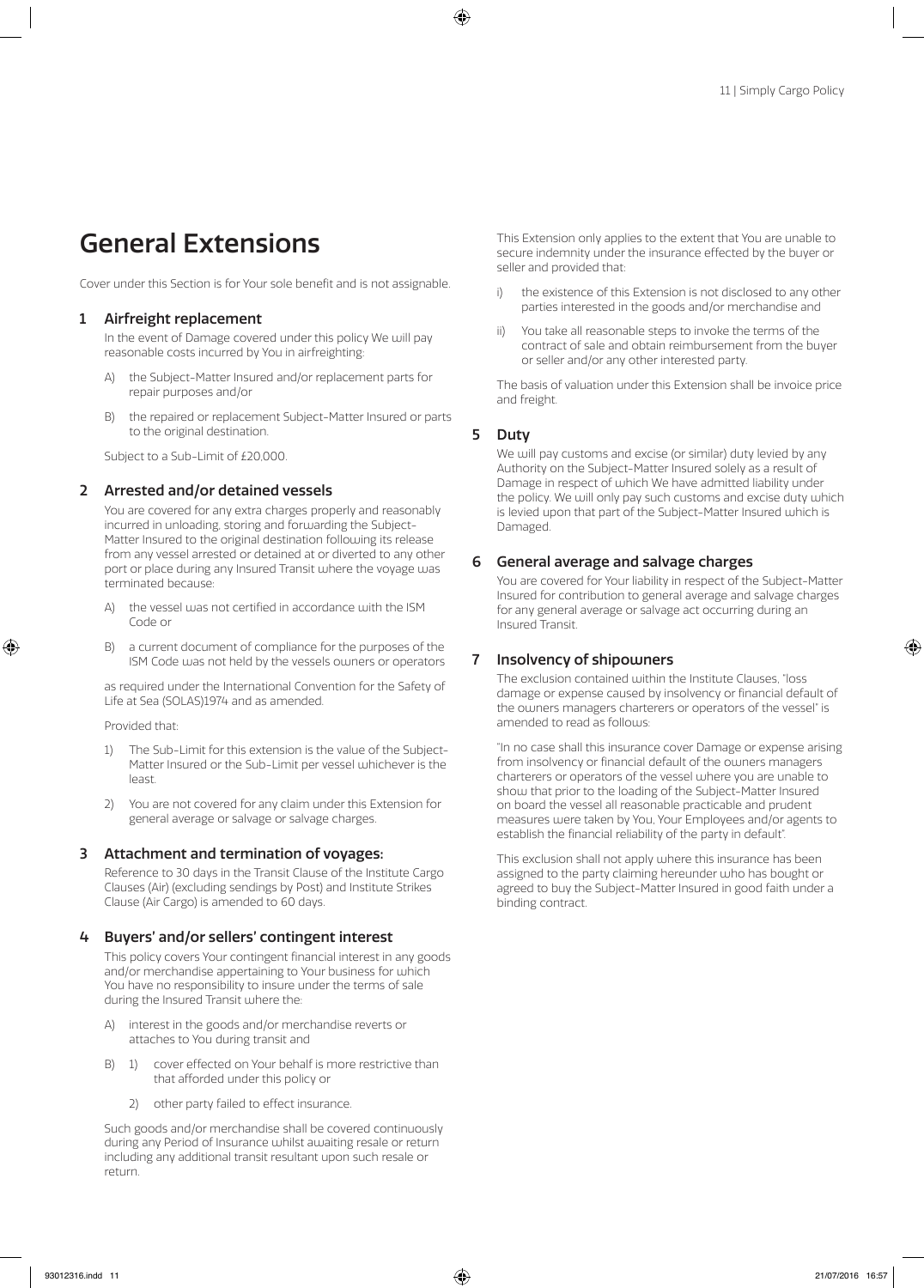# General Extensions

Cover under this Section is for Your sole benefit and is not assignable.

## 1 Airfreight replacement

In the event of Damage covered under this policy We will pay reasonable costs incurred by You in airfreighting:

A) the Subject-Matter Insured and/or replacement parts for repair purposes and/or

B) the repaired or replacement Subject-Matter Insured or parts to the original destination.

Subject to a Sub-Limit of £20,000.

## 2 Arrested and/or detained vessels

You are covered for any extra charges properly and reasonably incurred in unloading, storing and forwarding the Subject-Matter Insured to the original destination following its release from any vessel arrested or detained at or diverted to any other port or place during any Insured Transit where the voyage was terminated because:

A) the vessel was not certified in accordance with the ISM Code or

B) a current document of compliance for the purposes of the ISM Code was not held by the vessels owners or operators

as required under the International Convention for the Safety of Life at Sea (SOLAS)1974 and as amended.

Provided that:

1) The Sub-Limit for this extension is the value of the Subject-Matter Insured or the Sub-Limit per vessel whichever is the least.

2) You are not covered for any claim under this Extension for general average or salvage or salvage charges.

## 3 Attachment and termination of voyages:

Reference to 30 days in the Transit Clause of the Institute Cargo Clauses (Air) (excluding sendings by Post) and Institute Strikes Clause (Air Cargo) is amended to 60 days.

## 4 Buyers' and/or sellers' contingent interest

This policy covers Your contingent financial interest in any goods and/or merchandise appertaining to Your business for which You have no responsibility to insure under the terms of sale during the Insured Transit where the:

A) interest in the goods and/or merchandise reverts or attaches to You during transit and

B) 1) cover effected on Your behalf is more restrictive than that afforded under this policy or

2) other party failed to effect insurance.

Such goods and/or merchandise shall be covered continuously during any Period of Insurance whilst awaiting resale or return including any additional transit resultant upon such resale or return.

This Extension only applies to the extent that You are unable to secure indemnity under the insurance effected by the buyer or seller and provided that:

i) the existence of this Extension is not disclosed to any other parties interested in the goods and/or merchandise and

ii) You take all reasonable steps to invoke the terms of the contract of sale and obtain reimbursement from the buyer or seller and/or any other interested party.

The basis of valuation under this Extension shall be invoice price and freight.

## 5 Duty

We will pay customs and excise (or similar) duty levied by any Authority on the Subject-Matter Insured solely as a result of Damage in respect of which We have admitted liability under the policy. We will only pay such customs and excise duty which is levied upon that part of the Subject-Matter Insured which is Damaged.

## 6 General average and salvage charges

You are covered for Your liability in respect of the Subject-Matter Insured for contribution to general average and salvage charges for any general average or salvage act occurring during an Insured Transit.

## 7 Insolvency of shipowners

The exclusion contained within the Institute Clauses, "loss damage or expense caused by insolvency or financial default of the owners managers charterers or operators of the vessel" is amended to read as follows:

"In no case shall this insurance cover Damage or expense arising from insolvency or financial default of the owners managers charterers or operators of the vessel where you are unable to show that prior to the loading of the Subject-Matter Insured on board the vessel all reasonable practicable and prudent measures were taken by You, Your Employees and/or agents to establish the financial reliability of the party in default".

This exclusion shall not apply where this insurance has been assigned to the party claiming hereunder who has bought or agreed to buy the Subject-Matter Insured in good faith under a binding contract.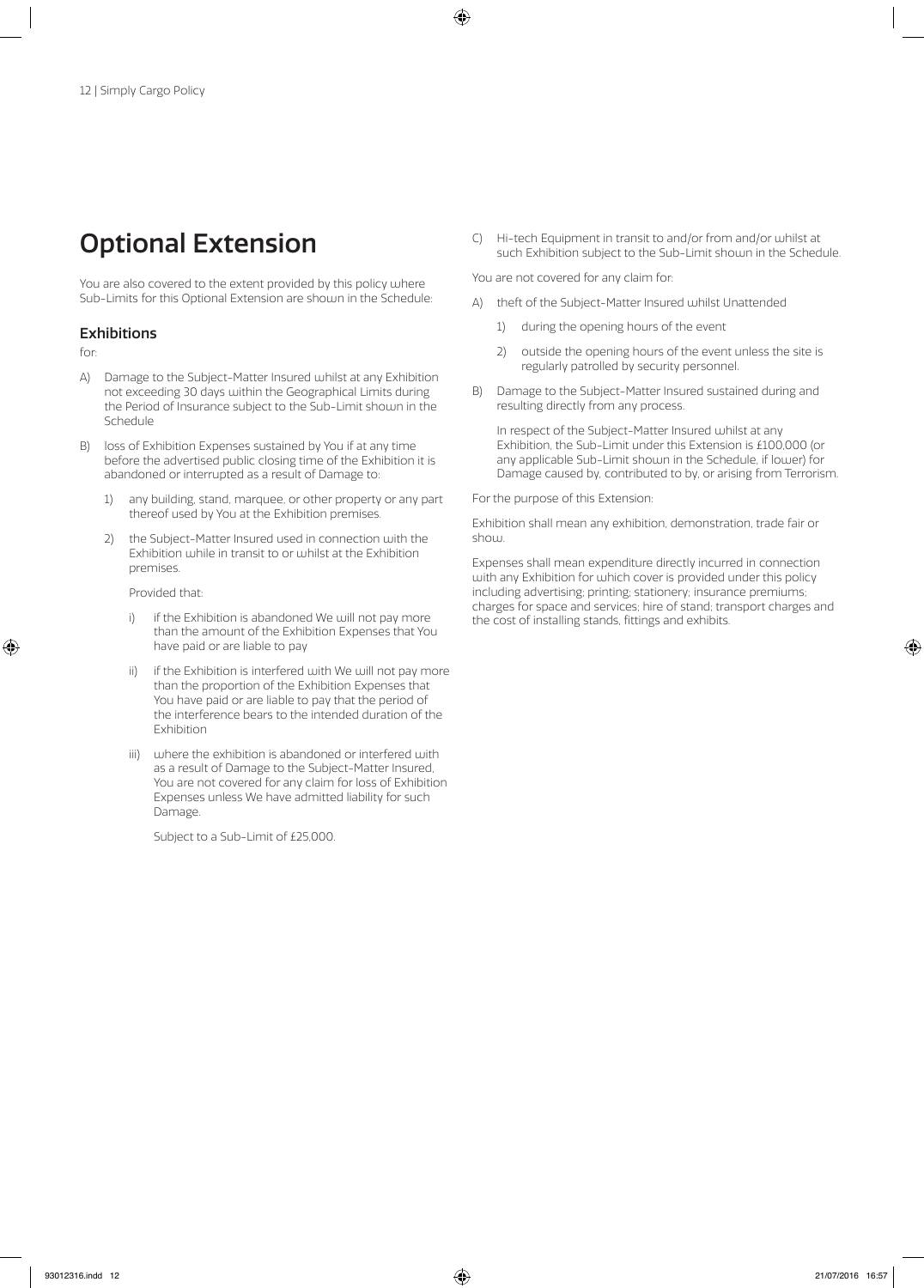# Optional Extension

You are also covered to the extent provided by this policy where Sub-Limits for this Optional Extension are shown in the Schedule:

## Exhibitions

for:

A) Damage to the Subject-Matter Insured whilst at any Exhibition not exceeding 30 days within the Geographical Limits during the Period of Insurance subject to the Sub-Limit shown in the Schedule

B) loss of Exhibition Expenses sustained by You if at any time before the advertised public closing time of the Exhibition it is abandoned or interrupted as a result of Damage to:

   1) any building, stand, marquee, or other property or any part thereof used by You at the Exhibition premises.

   2) the Subject-Matter Insured used in connection with the Exhibition while in transit to or whilst at the Exhibition premises.

   Provided that:

   i) if the Exhibition is abandoned We will not pay more than the amount of the Exhibition Expenses that You have paid or are liable to pay

   ii) if the Exhibition is interfered with We will not pay more than the proportion of the Exhibition Expenses that You have paid or are liable to pay that the period of the interference bears to the intended duration of the Exhibition

   iii) where the exhibition is abandoned or interfered with as a result of Damage to the Subject-Matter Insured, You are not covered for any claim for loss of Exhibition Expenses unless We have admitted liability for such Damage.

   Subject to a Sub-Limit of £25,000.

C) Hi-tech Equipment in transit to and/or from and/or whilst at such Exhibition subject to the Sub-Limit shown in the Schedule.

You are not covered for any claim for:

A) theft of the Subject-Matter Insured whilst Unattended

   1) during the opening hours of the event

   2) outside the opening hours of the event unless the site is regularly patrolled by security personnel.

B) Damage to the Subject-Matter Insured sustained during and resulting directly from any process.

   In respect of the Subject-Matter Insured whilst at any Exhibition, the Sub-Limit under this Extension is £100,000 (or any applicable Sub-Limit shown in the Schedule, if lower) for Damage caused by, contributed to by, or arising from Terrorism.

For the purpose of this Extension:

Exhibition shall mean any exhibition, demonstration, trade fair or show.

Expenses shall mean expenditure directly incurred in connection with any Exhibition for which cover is provided under this policy including advertising; printing; stationery; insurance premiums; charges for space and services; hire of stand; transport charges and the cost of installing stands, fittings and exhibits.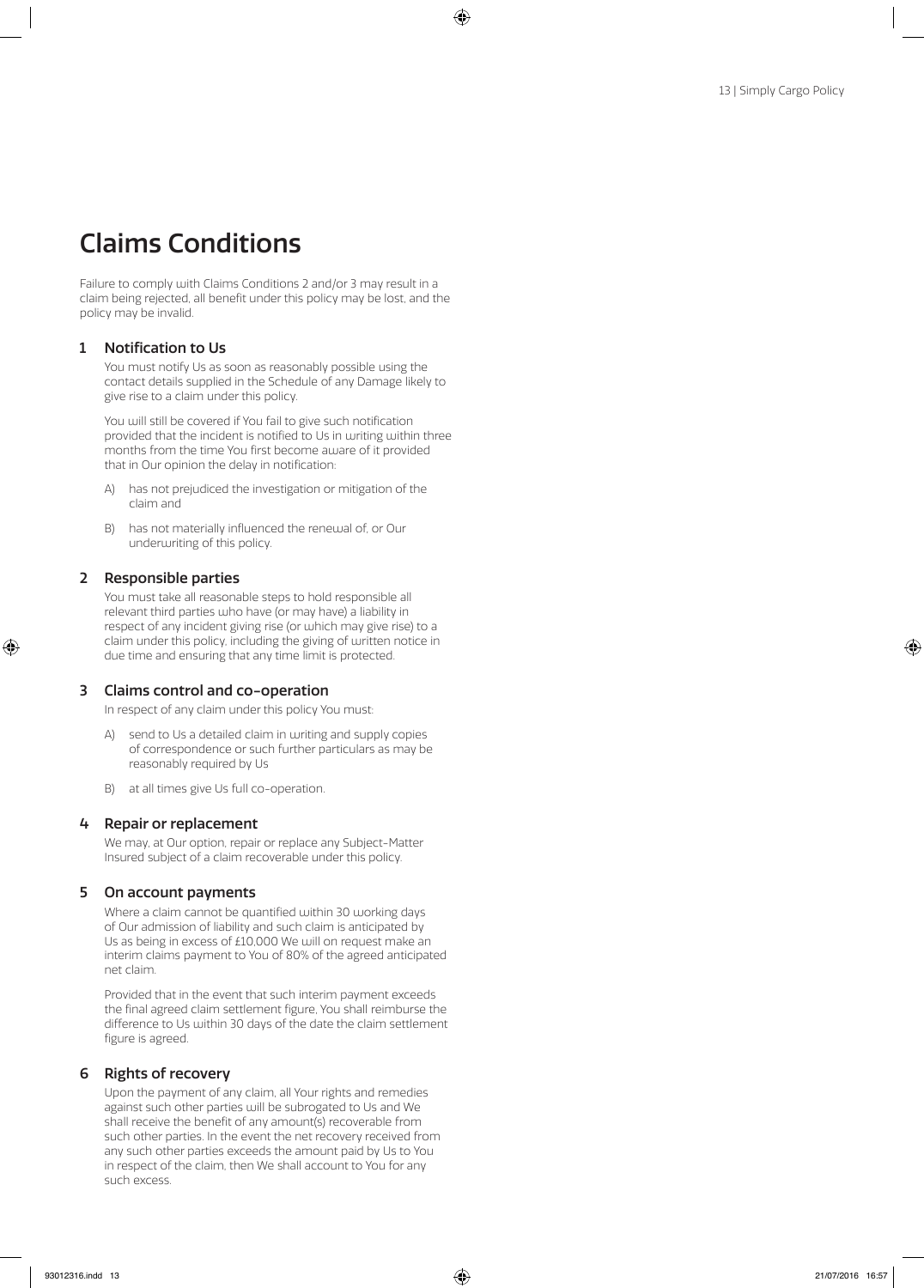# Claims Conditions

Failure to comply with Claims Conditions 2 and/or 3 may result in a claim being rejected, all benefit under this policy may be lost, and the policy may be invalid.

## 1 Notification to Us

You must notify Us as soon as reasonably possible using the contact details supplied in the Schedule of any Damage likely to give rise to a claim under this policy.

You will still be covered if You fail to give such notification provided that the incident is notified to Us in writing within three months from the time You first become aware of it provided that in Our opinion the delay in notification:

A) has not prejudiced the investigation or mitigation of the claim and

B) has not materially influenced the renewal of, or Our underwriting of this policy.

## 2 Responsible parties

You must take all reasonable steps to hold responsible all relevant third parties who have (or may have) a liability in respect of any incident giving rise (or which may give rise) to a claim under this policy, including the giving of written notice in due time and ensuring that any time limit is protected.

## 3 Claims control and co-operation

In respect of any claim under this policy You must:

A) send to Us a detailed claim in writing and supply copies of correspondence or such further particulars as may be reasonably required by Us

B) at all times give Us full co-operation.

## 4 Repair or replacement

We may, at Our option, repair or replace any Subject-Matter Insured subject of a claim recoverable under this policy.

## 5 On account payments

Where a claim cannot be quantified within 30 working days of Our admission of liability and such claim is anticipated by Us as being in excess of £10,000 We will on request make an interim claims payment to You of 80% of the agreed anticipated net claim.

Provided that in the event that such interim payment exceeds the final agreed claim settlement figure, You shall reimburse the difference to Us within 30 days of the date the claim settlement figure is agreed.

## 6 Rights of recovery

Upon the payment of any claim, all Your rights and remedies against such other parties will be subrogated to Us and We shall receive the benefit of any amount(s) recoverable from such other parties. In the event the net recovery received from any such other parties exceeds the amount paid by Us to You in respect of the claim, then We shall account to You for any such excess.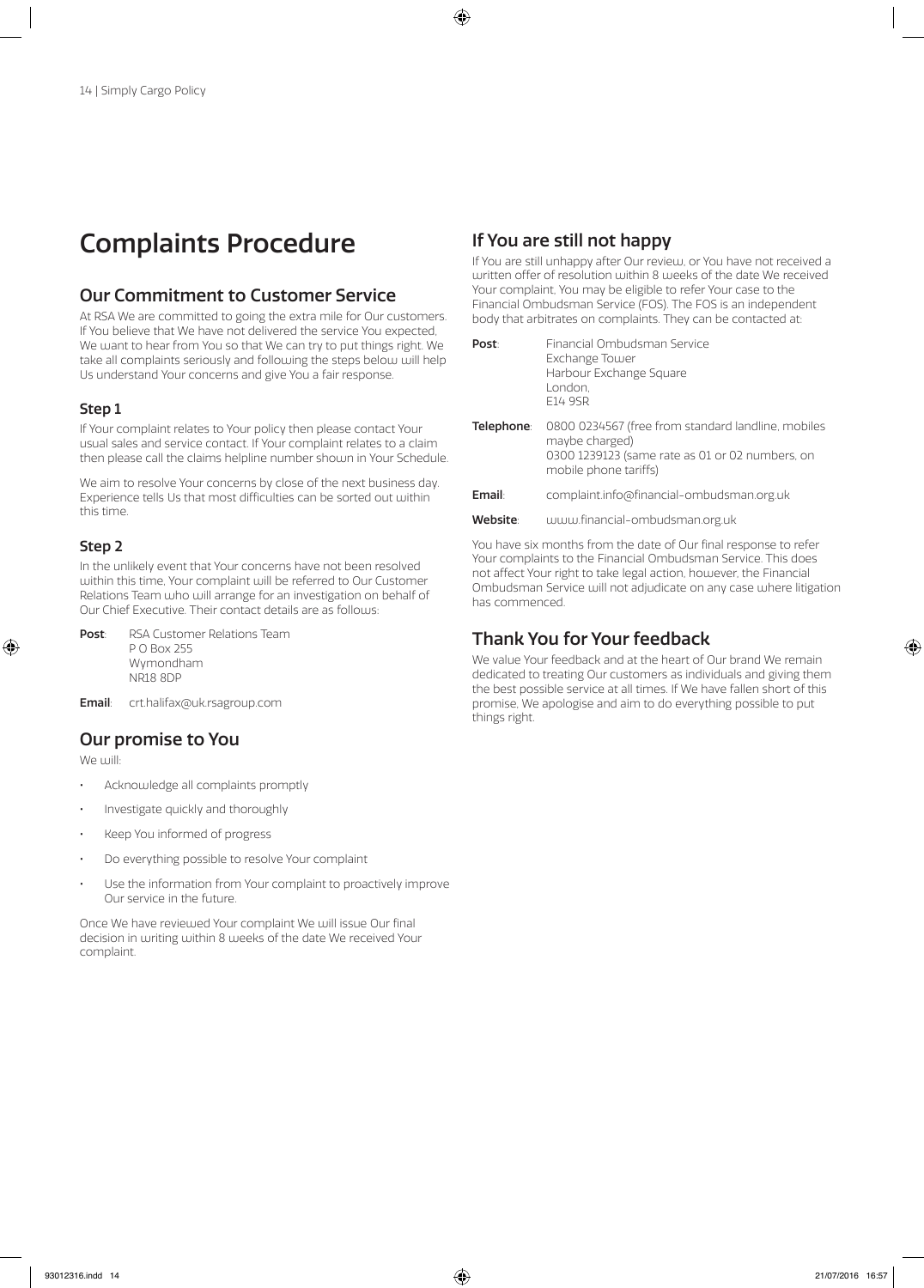# Complaints Procedure

## Our Commitment to Customer Service

At RSA We are committed to going the extra mile for Our customers. If You believe that We have not delivered the service You expected, We want to hear from You so that We can try to put things right. We take all complaints seriously and following the steps below will help Us understand Your concerns and give You a fair response.

### Step 1

If Your complaint relates to Your policy then please contact Your usual sales and service contact. If Your complaint relates to a claim then please call the claims helpline number shown in Your Schedule.

We aim to resolve Your concerns by close of the next business day. Experience tells Us that most difficulties can be sorted out within this time.

### Step 2

In the unlikely event that Your concerns have not been resolved within this time, Your complaint will be referred to Our Customer Relations Team who will arrange for an investigation on behalf of Our Chief Executive. Their contact details are as follows:

**Post**: RSA Customer Relations Team
P O Box 255
Wymondham
NR18 8DP

**Email**: crt.halifax@uk.rsagroup.com

## Our promise to You

We will:

- Acknowledge all complaints promptly
- Investigate quickly and thoroughly
- Keep You informed of progress
- Do everything possible to resolve Your complaint
- Use the information from Your complaint to proactively improve Our service in the future.

Once We have reviewed Your complaint We will issue Our final decision in writing within 8 weeks of the date We received Your complaint.

## If You are still not happy

If You are still unhappy after Our review, or You have not received a written offer of resolution within 8 weeks of the date We received Your complaint, You may be eligible to refer Your case to the Financial Ombudsman Service (FOS). The FOS is an independent body that arbitrates on complaints. They can be contacted at:

**Post**: Financial Ombudsman Service
Exchange Tower
Harbour Exchange Square
London,
E14 9SR

**Telephone**: 0800 0234567 (free from standard landline, mobiles maybe charged)
0300 1239123 (same rate as 01 or 02 numbers, on mobile phone tariffs)

**Email**: complaint.info@financial-ombudsman.org.uk

**Website**: www.financial-ombudsman.org.uk

You have six months from the date of Our final response to refer Your complaints to the Financial Ombudsman Service. This does not affect Your right to take legal action, however, the Financial Ombudsman Service will not adjudicate on any case where litigation has commenced.

## Thank You for Your feedback

We value Your feedback and at the heart of Our brand We remain dedicated to treating Our customers as individuals and giving them the best possible service at all times. If We have fallen short of this promise, We apologise and aim to do everything possible to put things right.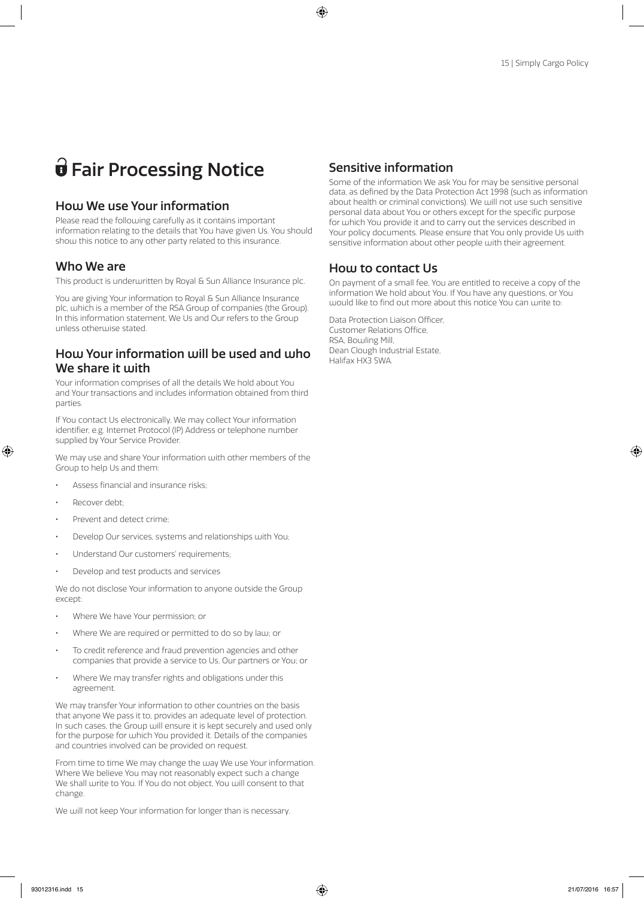# Fair Processing Notice

## How We use Your information

Please read the following carefully as it contains important information relating to the details that You have given Us. You should show this notice to any other party related to this insurance.

## Who We are

This product is underwritten by Royal & Sun Alliance Insurance plc.

You are giving Your information to Royal & Sun Alliance Insurance plc, which is a member of the RSA Group of companies (the Group). In this information statement, We Us and Our refers to the Group unless otherwise stated.

## How Your information will be used and who We share it with

Your information comprises of all the details We hold about You and Your transactions and includes information obtained from third parties.

If You contact Us electronically, We may collect Your information identifier, e.g. Internet Protocol (IP) Address or telephone number supplied by Your Service Provider.

We may use and share Your information with other members of the Group to help Us and them:

- Assess financial and insurance risks;
- Recover debt;
- Prevent and detect crime;
- Develop Our services, systems and relationships with You;
- Understand Our customers' requirements;
- Develop and test products and services

We do not disclose Your information to anyone outside the Group except:

- Where We have Your permission; or
- Where We are required or permitted to do so by law; or
- To credit reference and fraud prevention agencies and other companies that provide a service to Us, Our partners or You; or
- Where We may transfer rights and obligations under this agreement.

We may transfer Your information to other countries on the basis that anyone We pass it to, provides an adequate level of protection. In such cases, the Group will ensure it is kept securely and used only for the purpose for which You provided it. Details of the companies and countries involved can be provided on request.

From time to time We may change the way We use Your information. Where We believe You may not reasonably expect such a change We shall write to You. If You do not object, You will consent to that change.

We will not keep Your information for longer than is necessary.

## Sensitive information

Some of the information We ask You for may be sensitive personal data, as defined by the Data Protection Act 1998 (such as information about health or criminal convictions). We will not use such sensitive personal data about You or others except for the specific purpose for which You provide it and to carry out the services described in Your policy documents. Please ensure that You only provide Us with sensitive information about other people with their agreement.

## How to contact Us

On payment of a small fee, You are entitled to receive a copy of the information We hold about You. If You have any questions, or You would like to find out more about this notice You can write to:

Data Protection Liaison Officer,
Customer Relations Office,
RSA, Bowling Mill,
Dean Clough Industrial Estate,
Halifax HX3 5WA.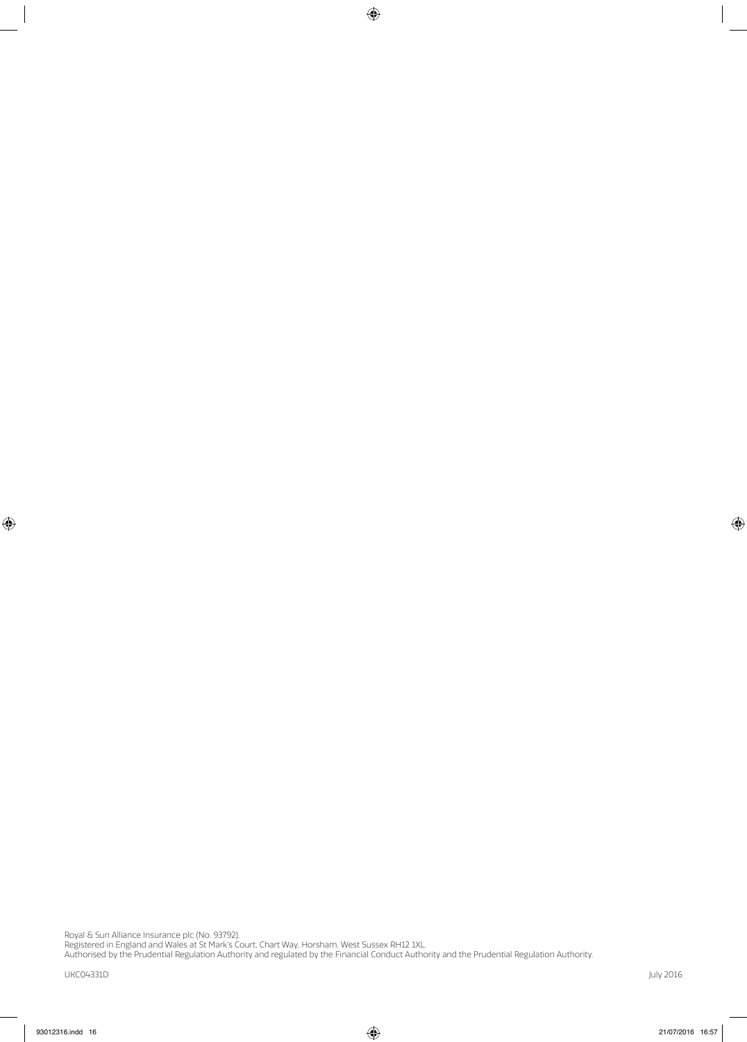Royal & Sun Alliance Insurance plc (No. 93792).
Registered in England and Wales at St Mark's Court, Chart Way, Horsham, West Sussex RH12 1XL.
Authorised by the Prudential Regulation Authority and regulated by the Financial Conduct Authority and the Prudential Regulation Authority.

UKC04331D

July 2016